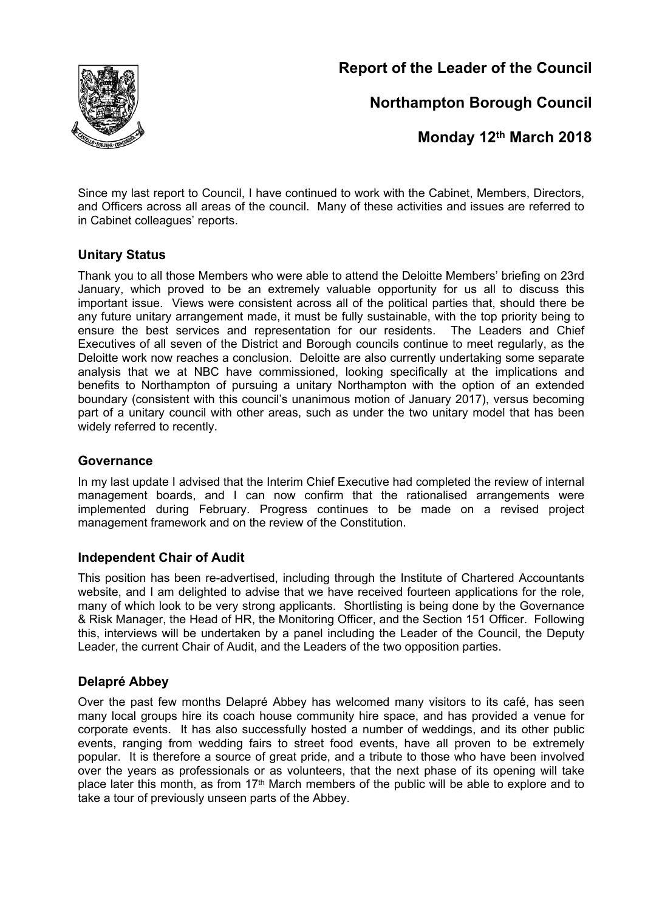# Report of the Leader of the Council

# Northampton Borough Council

# Monday 12th March 2018

Since my last report to Council, I have continued to work with the Cabinet, Members, Directors, and Officers across all areas of the council. Many of these activities and issues are referred to in Cabinet colleagues' reports.

## Unitary Status

Thank you to all those Members who were able to attend the Deloitte Members' briefing on 23rd January, which proved to be an extremely valuable opportunity for us all to discuss this important issue. Views were consistent across all of the political parties that, should there be any future unitary arrangement made, it must be fully sustainable, with the top priority being to ensure the best services and representation for our residents. The Leaders and Chief Executives of all seven of the District and Borough councils continue to meet regularly, as the Deloitte work now reaches a conclusion. Deloitte are also currently undertaking some separate analysis that we at NBC have commissioned, looking specifically at the implications and benefits to Northampton of pursuing a unitary Northampton with the option of an extended boundary (consistent with this council's unanimous motion of January 2017), versus becoming part of a unitary council with other areas, such as under the two unitary model that has been widely referred to recently.

## Governance

In my last update I advised that the Interim Chief Executive had completed the review of internal management boards, and I can now confirm that the rationalised arrangements were implemented during February. Progress continues to be made on a revised project management framework and on the review of the Constitution.

## Independent Chair of Audit

This position has been re-advertised, including through the Institute of Chartered Accountants website, and I am delighted to advise that we have received fourteen applications for the role, many of which look to be very strong applicants. Shortlisting is being done by the Governance & Risk Manager, the Head of HR, the Monitoring Officer, and the Section 151 Officer. Following this, interviews will be undertaken by a panel including the Leader of the Council, the Deputy Leader, the current Chair of Audit, and the Leaders of the two opposition parties.

## Delapré Abbey

Over the past few months Delapré Abbey has welcomed many visitors to its café, has seen many local groups hire its coach house community hire space, and has provided a venue for corporate events. It has also successfully hosted a number of weddings, and its other public events, ranging from wedding fairs to street food events, have all proven to be extremely popular. It is therefore a source of great pride, and a tribute to those who have been involved over the years as professionals or as volunteers, that the next phase of its opening will take place later this month, as from 17th March members of the public will be able to explore and to take a tour of previously unseen parts of the Abbey.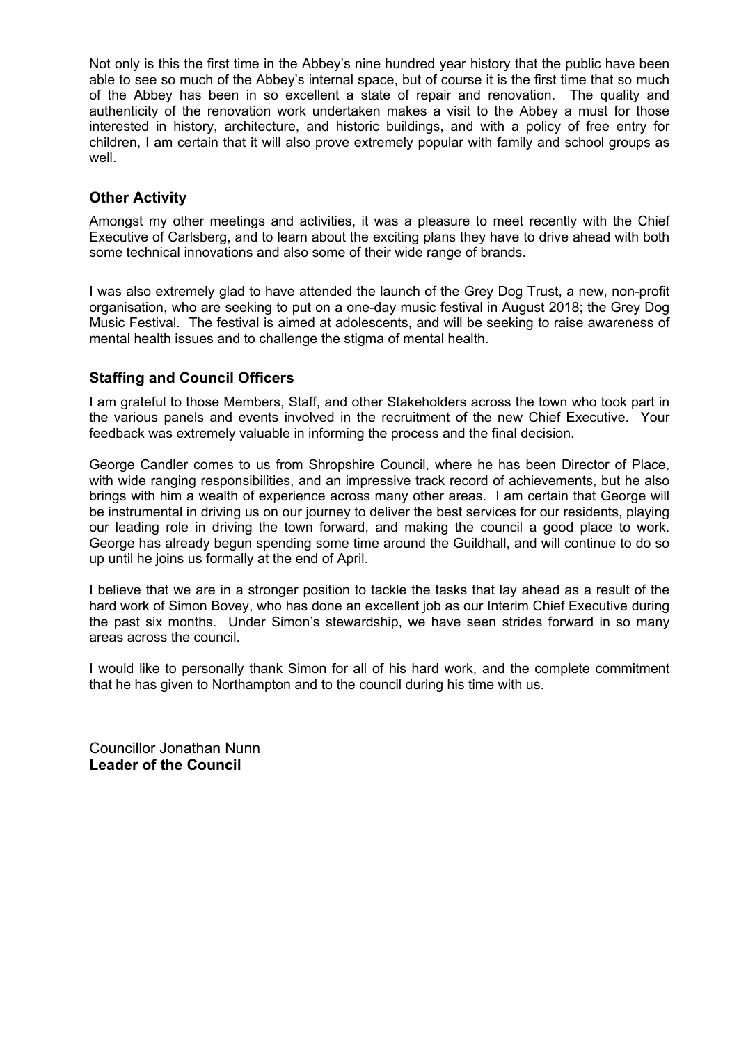Not only is this the first time in the Abbey's nine hundred year history that the public have been able to see so much of the Abbey's internal space, but of course it is the first time that so much of the Abbey has been in so excellent a state of repair and renovation. The quality and authenticity of the renovation work undertaken makes a visit to the Abbey a must for those interested in history, architecture, and historic buildings, and with a policy of free entry for children, I am certain that it will also prove extremely popular with family and school groups as well.

### Other Activity

Amongst my other meetings and activities, it was a pleasure to meet recently with the Chief Executive of Carlsberg, and to learn about the exciting plans they have to drive ahead with both some technical innovations and also some of their wide range of brands.

I was also extremely glad to have attended the launch of the Grey Dog Trust, a new, non-profit organisation, who are seeking to put on a one-day music festival in August 2018; the Grey Dog Music Festival. The festival is aimed at adolescents, and will be seeking to raise awareness of mental health issues and to challenge the stigma of mental health.

### Staffing and Council Officers

I am grateful to those Members, Staff, and other Stakeholders across the town who took part in the various panels and events involved in the recruitment of the new Chief Executive. Your feedback was extremely valuable in informing the process and the final decision.

George Candler comes to us from Shropshire Council, where he has been Director of Place, with wide ranging responsibilities, and an impressive track record of achievements, but he also brings with him a wealth of experience across many other areas. I am certain that George will be instrumental in driving us on our journey to deliver the best services for our residents, playing our leading role in driving the town forward, and making the council a good place to work. George has already begun spending some time around the Guildhall, and will continue to do so up until he joins us formally at the end of April.

I believe that we are in a stronger position to tackle the tasks that lay ahead as a result of the hard work of Simon Bovey, who has done an excellent job as our Interim Chief Executive during the past six months. Under Simon's stewardship, we have seen strides forward in so many areas across the council.

I would like to personally thank Simon for all of his hard work, and the complete commitment that he has given to Northampton and to the council during his time with us.

Councillor Jonathan Nunn
**Leader of the Council**